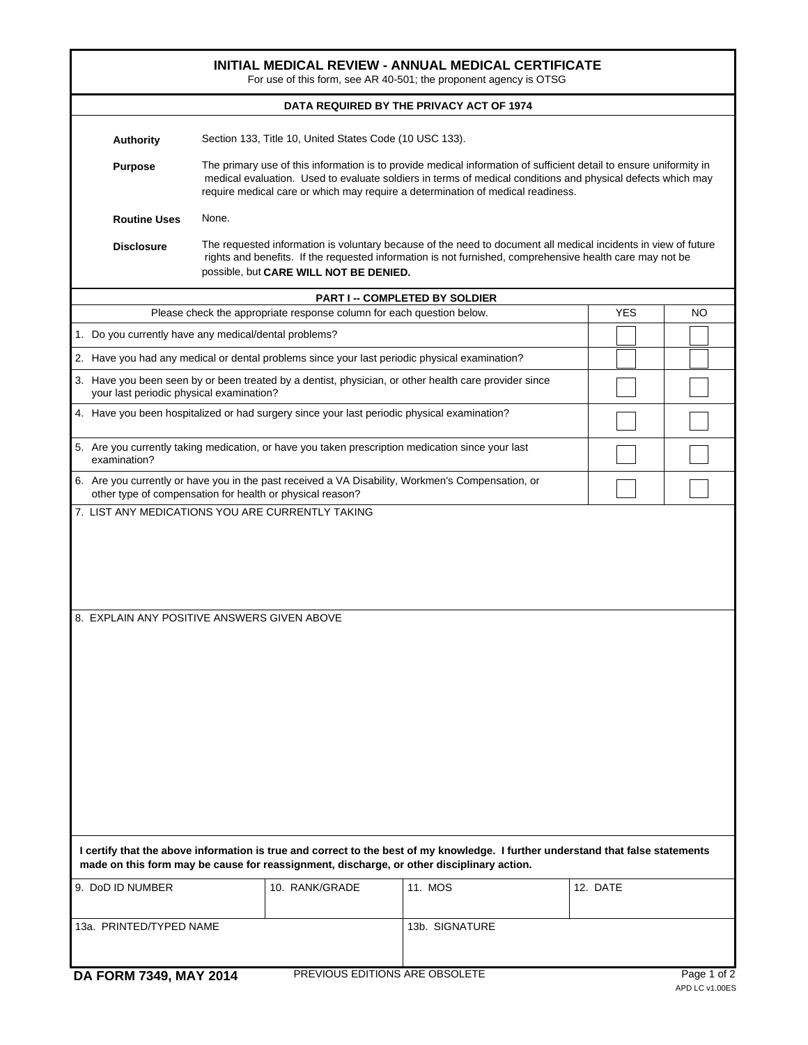# INITIAL MEDICAL REVIEW - ANNUAL MEDICAL CERTIFICATE

For use of this form, see AR 40-501; the proponent agency is OTSG

## DATA REQUIRED BY THE PRIVACY ACT OF 1974

**Authority** Section 133, Title 10, United States Code (10 USC 133).

**Purpose** The primary use of this information is to provide medical information of sufficient detail to ensure uniformity in medical evaluation. Used to evaluate soldiers in terms of medical conditions and physical defects which may require medical care or which may require a determination of medical readiness.

**Routine Uses** None.

**Disclosure** The requested information is voluntary because of the need to document all medical incidents in view of future rights and benefits. If the requested information is not furnished, comprehensive health care may not be possible, but **CARE WILL NOT BE DENIED.**

## PART I -- COMPLETED BY SOLDIER

| Please check the appropriate response column for each question below. | YES | NO |
|---|---|---|
| 1. Do you currently have any medical/dental problems? | ☐ | ☐ |
| 2. Have you had any medical or dental problems since your last periodic physical examination? | ☐ | ☐ |
| 3. Have you been seen by or been treated by a dentist, physician, or other health care provider since your last periodic physical examination? | ☐ | ☐ |
| 4. Have you been hospitalized or had surgery since your last periodic physical examination? | ☐ | ☐ |
| 5. Are you currently taking medication, or have you taken prescription medication since your last examination? | ☐ | ☐ |
| 6. Are you currently or have you in the past received a VA Disability, Workmen's Compensation, or other type of compensation for health or physical reason? | ☐ | ☐ |

7. LIST ANY MEDICATIONS YOU ARE CURRENTLY TAKING

8. EXPLAIN ANY POSITIVE ANSWERS GIVEN ABOVE

**I certify that the above information is true and correct to the best of my knowledge. I further understand that false statements made on this form may be cause for reassignment, discharge, or other disciplinary action.**

| 9. DoD ID NUMBER | 10. RANK/GRADE | 11. MOS | 12. DATE |
|---|---|---|---|
| | | | |

| 13a. PRINTED/TYPED NAME | 13b. SIGNATURE |
|---|---|
| | |

DA FORM 7349, MAY 2014 PREVIOUS EDITIONS ARE OBSOLETE APD LC v1.00ES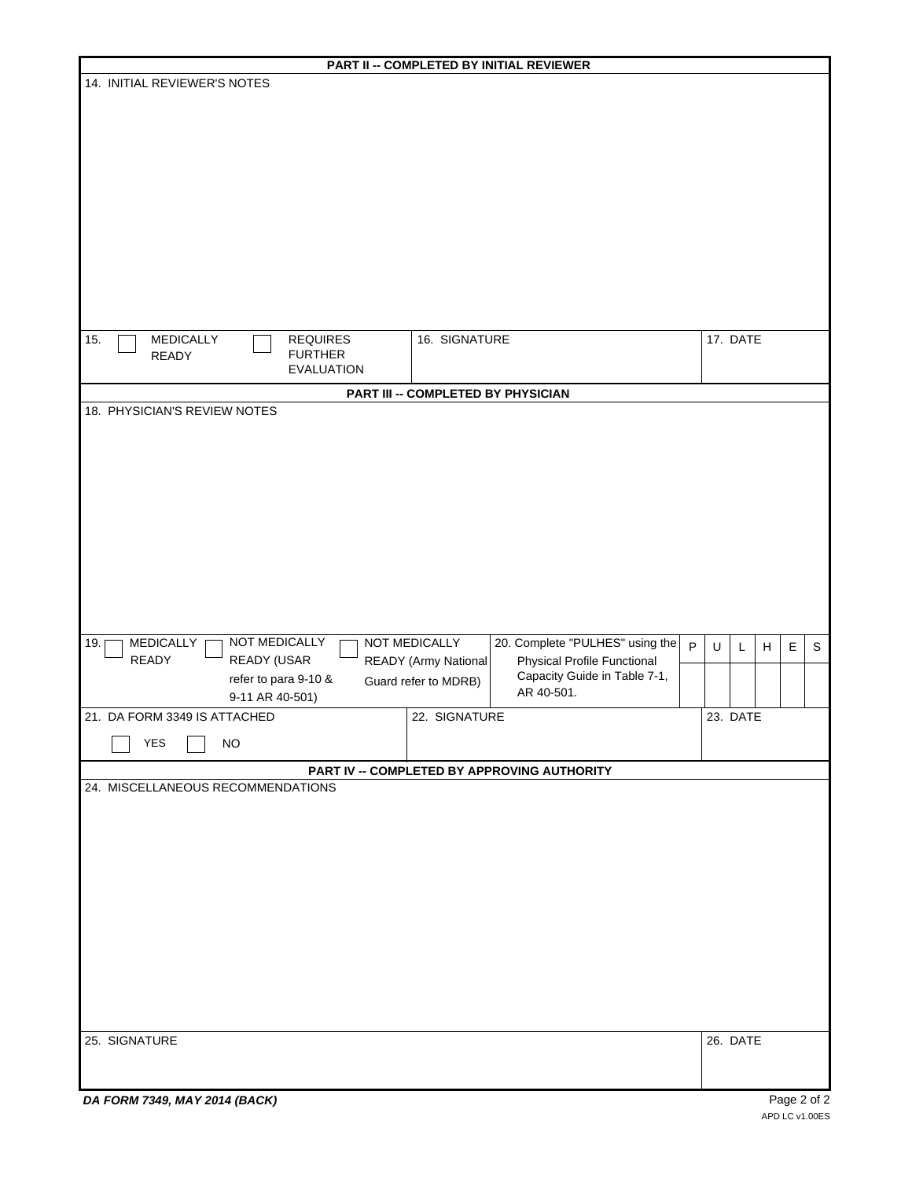## PART II -- COMPLETED BY INITIAL REVIEWER

14. INITIAL REVIEWER'S NOTES

| | | |
|---|---|---|
| 15. ☐ MEDICALLY READY ☐ REQUIRES FURTHER EVALUATION | 16. SIGNATURE | 17. DATE |

## PART III -- COMPLETED BY PHYSICIAN

18. PHYSICIAN'S REVIEW NOTES

| | | | | | | | |
|---|---|---|---|---|---|---|---|
| 19. ☐ MEDICALLY READY ☐ NOT MEDICALLY READY (USAR refer to para 9-10 & 9-11 AR 40-501) ☐ NOT MEDICALLY READY (Army National Guard refer to MDRB) | 20. Complete "PULHES" using the Physical Profile Functional Capacity Guide in Table 7-1, AR 40-501. | P | U | L | H | E | S |
| | | | | | | | |

| | | |
|---|---|---|
| 21. DA FORM 3349 IS ATTACHED<br>☐ YES ☐ NO | 22. SIGNATURE | 23. DATE |

## PART IV -- COMPLETED BY APPROVING AUTHORITY

24. MISCELLANEOUS RECOMMENDATIONS

| | |
|---|---|
| 25. SIGNATURE | 26. DATE |

*DA FORM 7349, MAY 2014 (BACK)*

APD LC v1.00ES